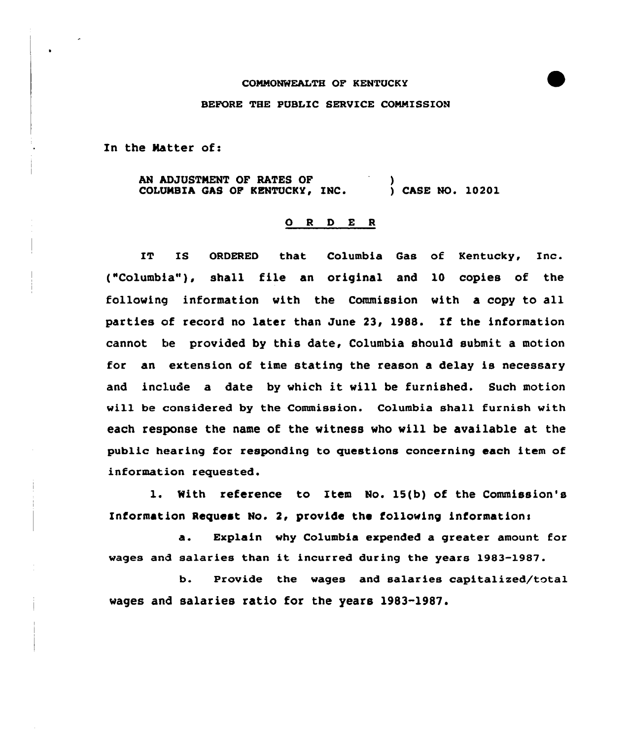COMMONWEALTH OF KENTUCKY

BEFORE THE PUBLIC SERVICE COMMISSION

In the Matter of:

AN ADJUSTMENT OF RATES OF COLUMBIA GAS OF KENTUCKY, INC. ) CASE NO. 10201

# O R D E R

IT IS ORDERED that Columbia Gas of Kentucky, Inc. ("Columbia"), shall file an original and 10 copies of the following information with the Commission with a copy to all parties of record no later than June 23, 1988. If the information cannot be provided by this date, Columbia should submit a motion for an extension of time stating the reason a delay is necessary and include a date by which it will be furnished. Such motion will be considered by the Commission. Columbia shall furnish with each response the name of the witness who will be available at the public hearing for responding to questions concerning each item of information requested.

1. With reference to Item No. 15(b) of the Commission's Information Request No. 2, provide the following information:

   a. Explain why Columbia expended a greater amount for wages and salaries than it incurred during the years 1983-1987.

   b. Provide the wages and salaries capitalized/total wages and salaries ratio for the years 1983-1987.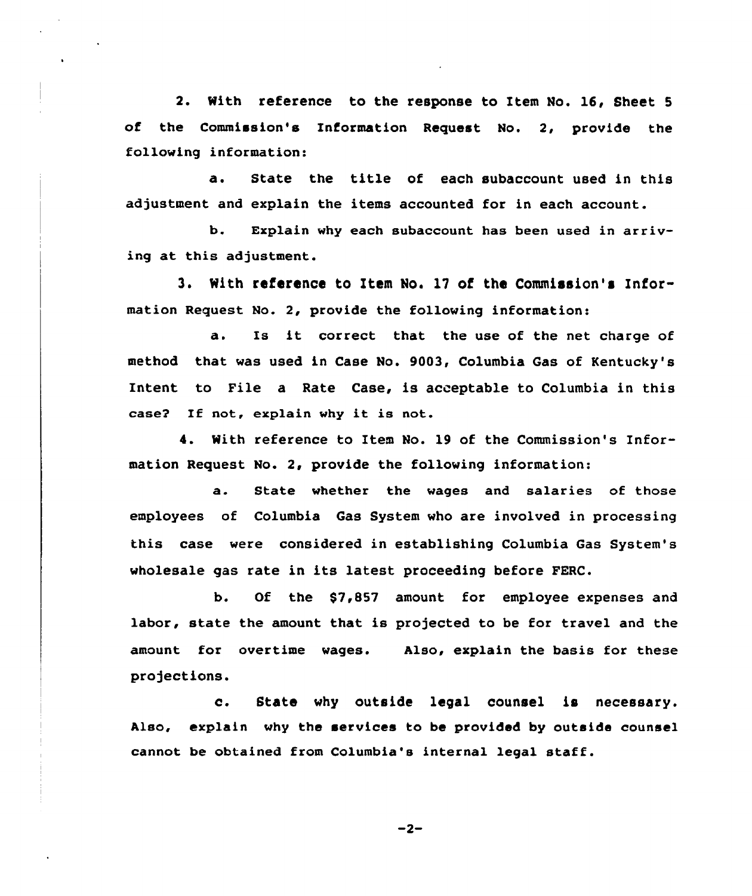2. With reference to the response to Item No. 16, Sheet 5 of the Commission's Information Request No. 2, provide the following information:

a. State the title of each subaccount used in this adjustment and explain the items accounted for in each account.

b. Explain why each subaccount has been used in arriving at this adjustment.

3. With reference to Item No. 17 of the Commission's Information Request No. 2, provide the following information:

a. Is it correct that the use of the net charge of method that was used in Case No. 9003, Columbia Gas of Kentucky's Intent to File a Rate Case, is acceptable to Columbia in this case? If not, explain why it is not.

4. With reference to Item No. 19 of the Commission's Information Request No. 2, provide the following information:

a. State whether the wages and salaries of those employees of Columbia Gas System who are involved in processing this case were considered in establishing Columbia Gas System's wholesale gas rate in its latest proceeding before FERC.

b. Of the $7,857 amount for employee expenses and labor, state the amount that is projected to be for travel and the amount for overtime wages. Also, explain the basis for these projections.

c. State why outside legal counsel is necessary. Also, explain why the services to be provided by outside counsel cannot be obtained from Columbia's internal legal staff.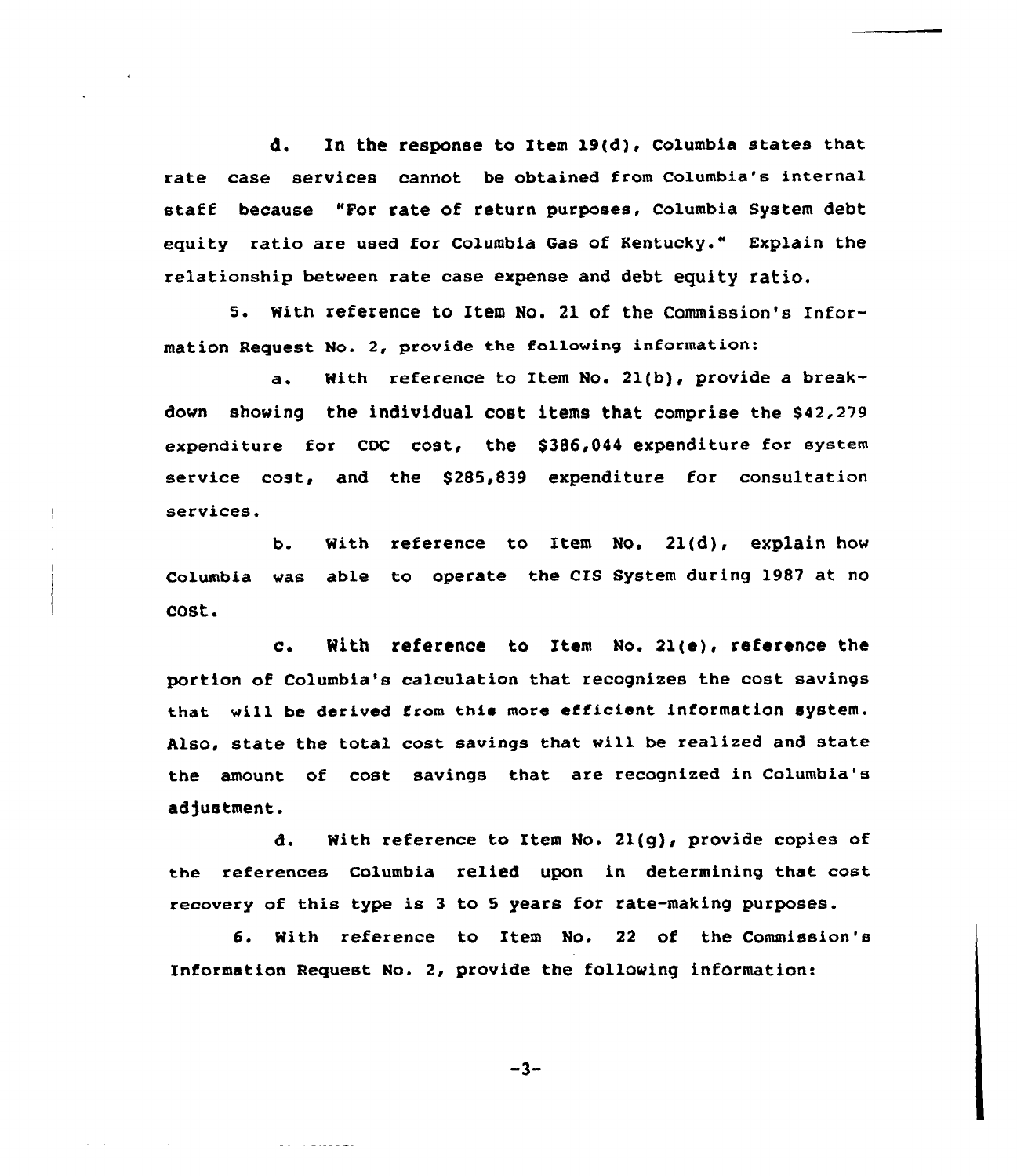d. In the response to Item 19(d), Columbia states that rate case services cannot be obtained from Columbia's internal staff because "For rate of return purposes, Columbia System debt equity ratio are used for Columbia Gas of Kentucky." Explain the relationship between rate case expense and debt equity ratio.

5. With reference to Item No. 21 of the Commission's Information Request No. 2, provide the following information:

a. With reference to Item No. 21(b), provide a breakdown showing the individual cost items that comprise the $42,279 expenditure for CDC cost, the $386,044 expenditure for system service cost, and the $285,839 expenditure for consultation services.

b. With reference to Item No. 21(d), explain how Columbia was able to operate the CIS System during 1987 at no cost.

c. With reference to Item No. 21(e), reference the portion of Columbia's calculation that recognizes the cost savings that will be derived from this more efficient information system. Also, state the total cost savings that will be realized and state the amount of cost savings that are recognized in Columbia's adjustment.

d. With reference to Item No. 21(g), provide copies of the references Columbia relied upon in determining that cost recovery of this type is 3 to 5 years for rate-making purposes.

6. With reference to Item No. 22 of the Commission's Information Request No. 2, provide the following information: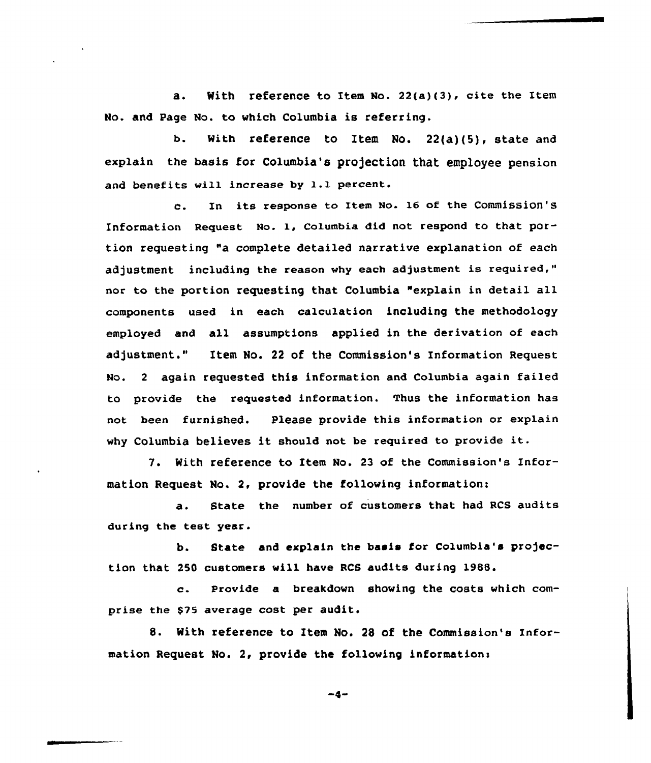a. With reference to Item No. 22(a)(3), cite the Item No. and Page No. to which Columbia is referring.

b. With reference to Item No. 22(a)(5), state and explain the basis for Columbia's projection that employee pension and benefits will increase by 1.1 percent.

c. In its response to Item No. 16 of the Commission's Information Request No. 1, Columbia did not respond to that portion requesting "a complete detailed narrative explanation of each adjustment including the reason why each adjustment is required," nor to the portion requesting that Columbia "explain in detail all components used in each calculation including the methodology employed and all assumptions applied in the derivation of each adjustment." Item No. 22 of the Commission's Information Request No. 2 again requested this information and Columbia again failed to provide the requested information. Thus the information has not been furnished. Please provide this information or explain why Columbia believes it should not be required to provide it.

7. With reference to Item No. 23 of the Commission's Information Request No. 2, provide the following information:

a. State the number of customers that had RCS audits during the test year.

b. State and explain the basis for Columbia's projection that 250 customers will have RCS audits during 1988.

c. Provide a breakdown showing the costs which comprise the $75 average cost per audit.

8. With reference to Item No. 28 of the Commission's Information Request No. 2, provide the following information: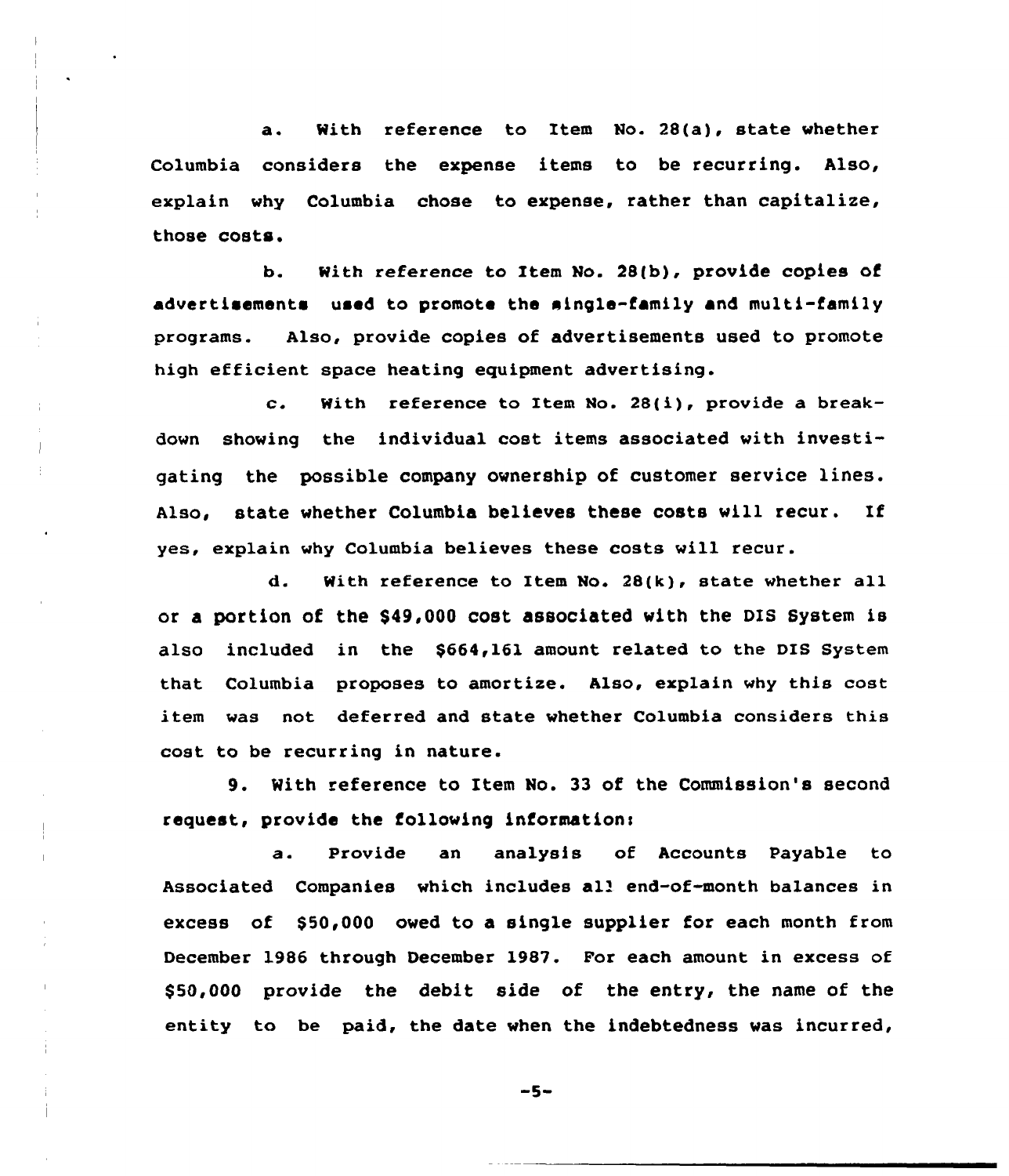a. With reference to Item No. 28(a), state whether Columbia considers the expense items to be recurring. Also, explain why Columbia chose to expense, rather than capitalize, those costs.

b. With reference to Item No. 28(b), provide copies of advertisements used to promote the single-family and multi-family programs. Also, provide copies of advertisements used to promote high efficient space heating equipment advertising.

c. With reference to Item No. 28(i), provide a breakdown showing the individual cost items associated with investigating the possible company ownership of customer service lines. Also, state whether Columbia believes these costs will recur. If yes, explain why Columbia believes these costs will recur.

d. With reference to Item No. 28(k), state whether all or a portion of the $49,000 cost associated with the DIS System is also included in the $664,161 amount related to the DIS System that Columbia proposes to amortize. Also, explain why this cost item was not deferred and state whether Columbia considers this cost to be recurring in nature.

9. With reference to Item No. 33 of the Commission's second request, provide the following information:

a. Provide an analysis of Accounts Payable to Associated Companies which includes all end-of-month balances in excess of $50,000 owed to a single supplier for each month from December 1986 through December 1987. For each amount in excess of $50,000 provide the debit side of the entry, the name of the entity to be paid, the date when the indebtedness was incurred,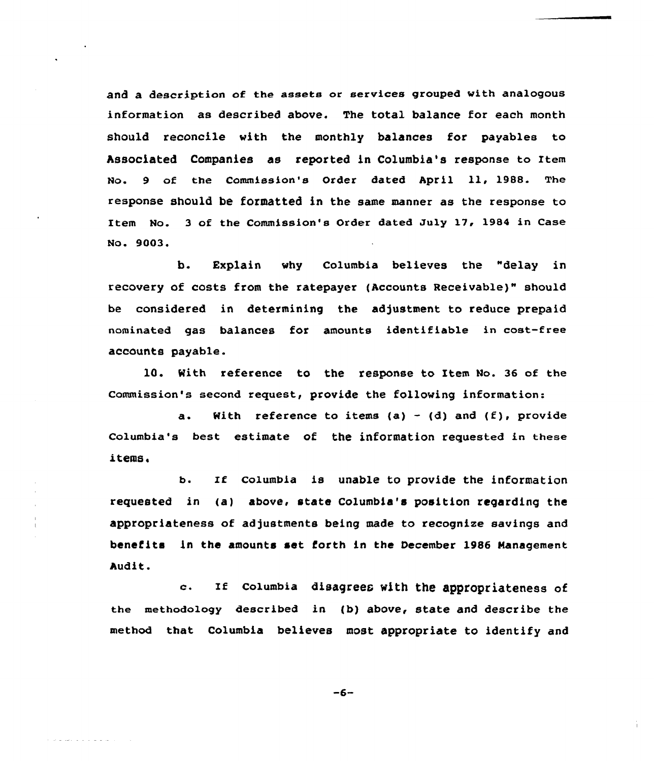and a description of the assets or services grouped with analogous information as described above. The total balance for each month should reconcile with the monthly balances for payables to Associated Companies as reported in Columbia's response to Item No. 9 of the Commission's Order dated April 11, 1988. The response should be formatted in the same manner as the response to Item No. 3 of the Commission's Order dated July 17, 1984 in Case No. 9003.

b. Explain why Columbia believes the "delay in recovery of costs from the ratepayer (Accounts Receivable)" should be considered in determining the adjustment to reduce prepaid nominated gas balances for amounts identifiable in cost-free accounts payable.

10. With reference to the response to Item No. 36 of the Commission's second request, provide the following information:

a. With reference to items (a) - (d) and (f), provide Columbia's best estimate of the information requested in these items.

b. If Columbia is unable to provide the information requested in (a) above, state Columbia's position regarding the appropriateness of adjustments being made to recognize savings and benefits in the amounts set forth in the December 1986 Management Audit.

c. If Columbia disagrees with the appropriateness of the methodology described in (b) above, state and describe the method that Columbia believes most appropriate to identify and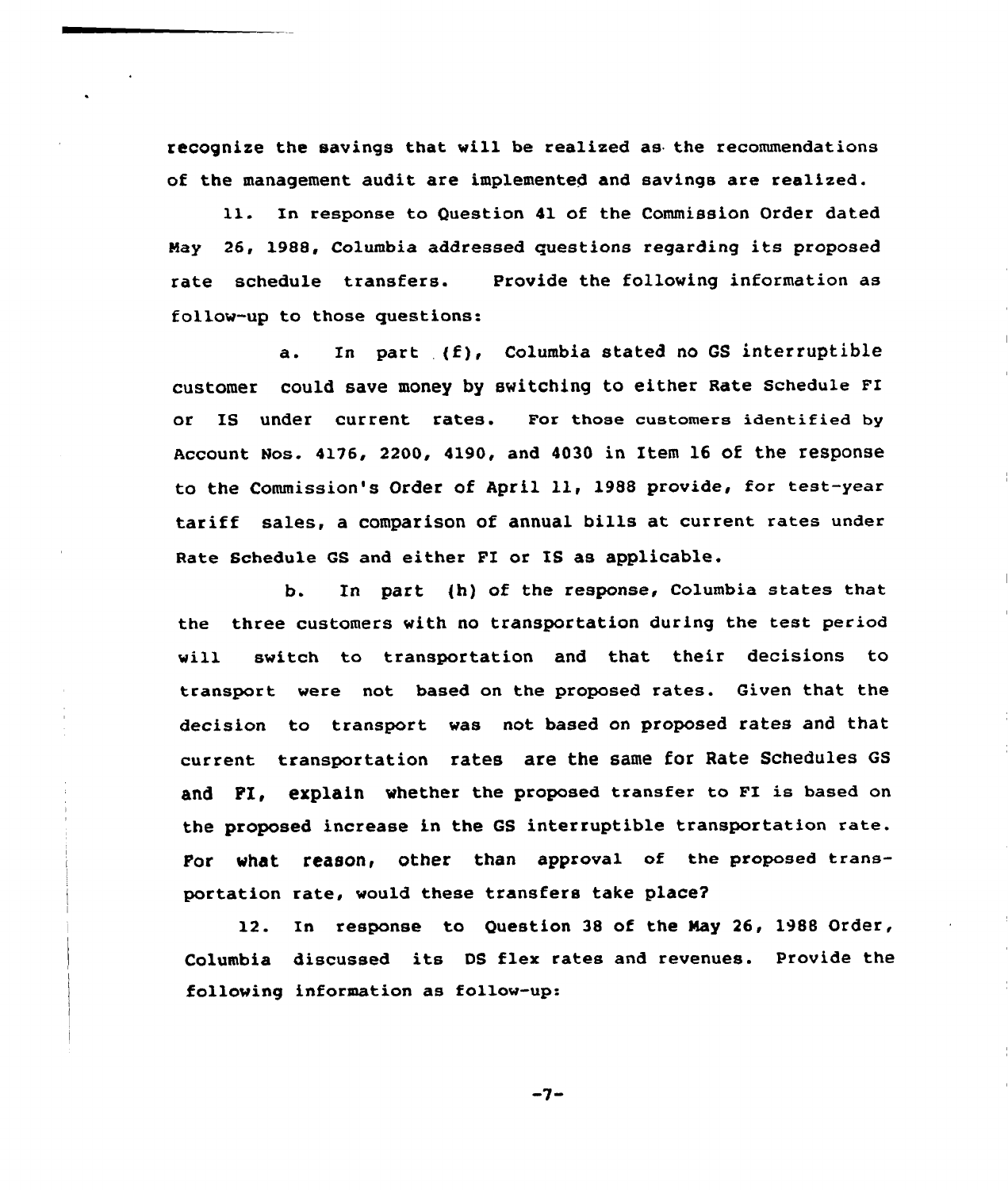recognize the savings that will be realized as the recommendations of the management audit are implemented and savings are realized.

11. In response to Question 41 of the Commission Order dated May 26, 1988, Columbia addressed questions regarding its proposed rate schedule transfers. Provide the following information as follow-up to those questions:

a. In part (f), Columbia stated no GS interruptible customer could save money by switching to either Rate Schedule FI or IS under current rates. For those customers identified by Account Nos. 4176, 2200, 4190, and 4030 in Item 16 of the response to the Commission's Order of April 11, 1988 provide, for test-year tariff sales, a comparison of annual bills at current rates under Rate Schedule GS and either FI or IS as applicable.

b. In part (h) of the response, Columbia states that the three customers with no transportation during the test period will switch to transportation and that their decisions to transport were not based on the proposed rates. Given that the decision to transport was not based on proposed rates and that current transportation rates are the same for Rate Schedules GS and FI, explain whether the proposed transfer to FI is based on the proposed increase in the GS interruptible transportation rate. For what reason, other than approval of the proposed transportation rate, would these transfers take place?

12. In response to Question 38 of the May 26, 1988 Order, Columbia discussed its DS flex rates and revenues. Provide the following information as follow-up: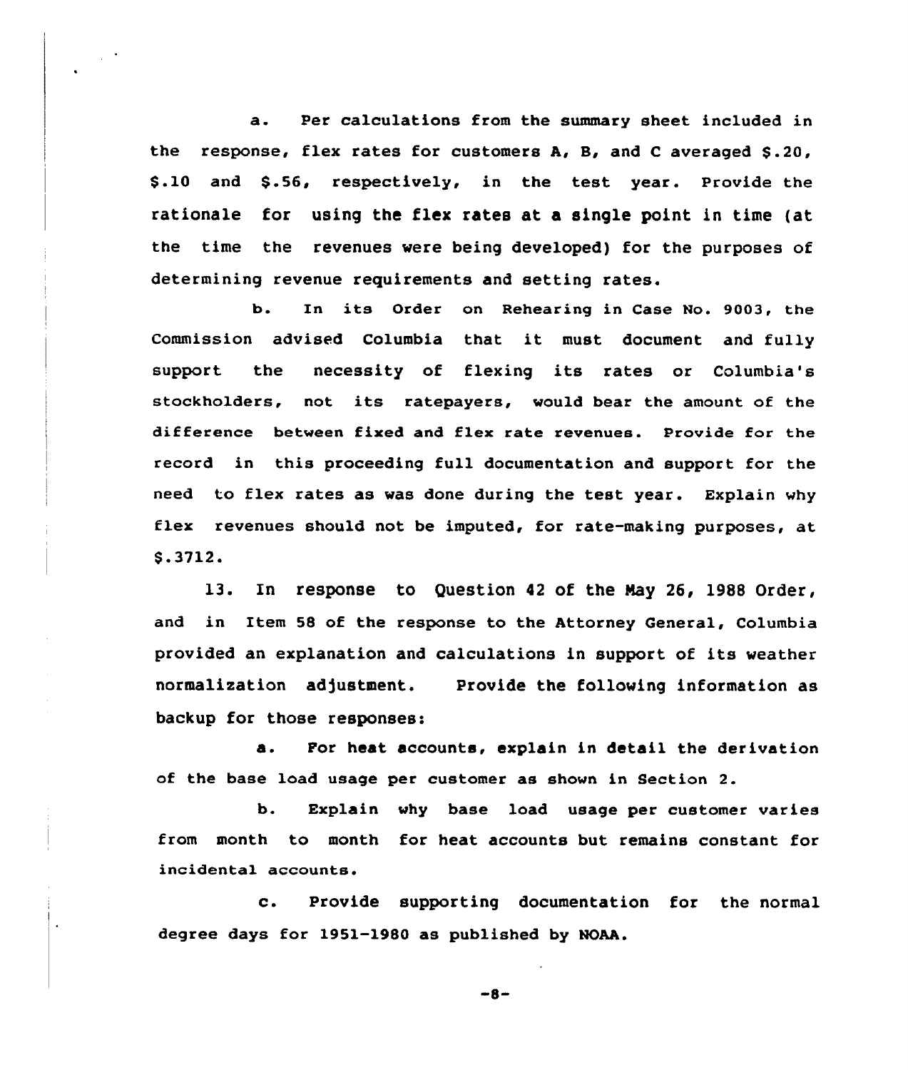a. Per calculations from the summary sheet included in the response, flex rates for customers A, B, and C averaged $.20, $.10 and $.56, respectively, in the test year. Provide the rationale for using the flex rates at a single point in time (at the time the revenues were being developed) for the purposes of determining revenue requirements and setting rates.

b. In its Order on Rehearing in Case No. 9003, the Commission advised Columbia that it must document and fully support the necessity of flexing its rates or Columbia's stockholders, not its ratepayers, would bear the amount of the difference between fixed and flex rate revenues. Provide for the record in this proceeding full documentation and support for the need to flex rates as was done during the test year. Explain why flex revenues should not be imputed, for rate-making purposes, at $.3712.

13. In response to Question 42 of the May 26, 1988 Order, and in Item 58 of the response to the Attorney General, Columbia provided an explanation and calculations in support of its weather normalization adjustment. Provide the following information as backup for those responses:

a. For heat accounts, explain in detail the derivation of the base load usage per customer as shown in Section 2.

b. Explain why base load usage per customer varies from month to month for heat accounts but remains constant for incidental accounts.

c. Provide supporting documentation for the normal degree days for 1951-1980 as published by NOAA.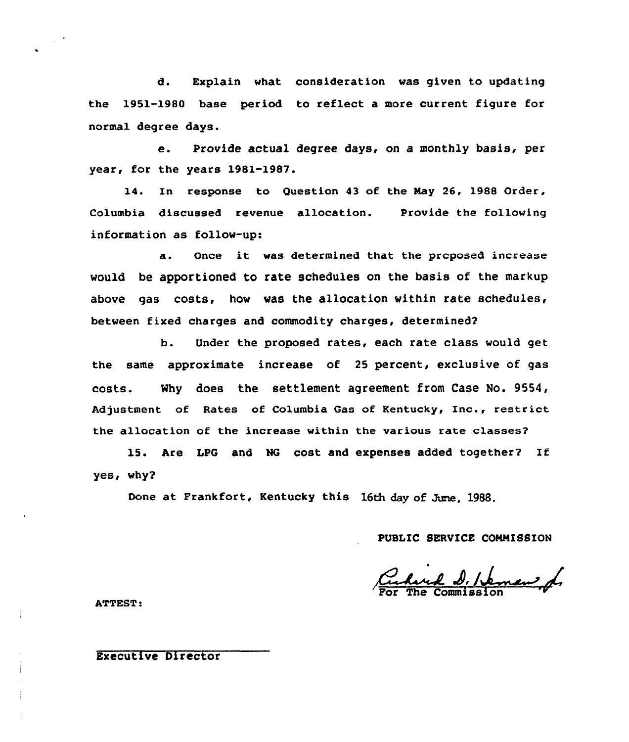d. Explain what consideration was given to updating the 1951-1980 base period to reflect a more current figure for normal degree days.

e. Provide actual degree days, on a monthly basis, per year, for the years 1981-1987.

14. In response to Question 43 of the May 26, 1988 Order, Columbia discussed revenue allocation. Provide the following information as follow-up:

a. Once it was determined that the proposed increase would be apportioned to rate schedules on the basis of the markup above gas costs, how was the allocation within rate schedules, between fixed charges and commodity charges, determined?

b. Under the proposed rates, each rate class would get the same approximate increase of 25 percent, exclusive of gas costs. Why does the settlement agreement from Case No. 9554, Adjustment of Rates of Columbia Gas of Kentucky, Inc., restrict the allocation of the increase within the various rate classes?

15. Are LPG and NG cost and expenses added together? If yes, why?

Done at Frankfort, Kentucky this 16th day of June, 1988.

PUBLIC SERVICE COMMISSION

For The Commission

ATTEST:

Executive Director